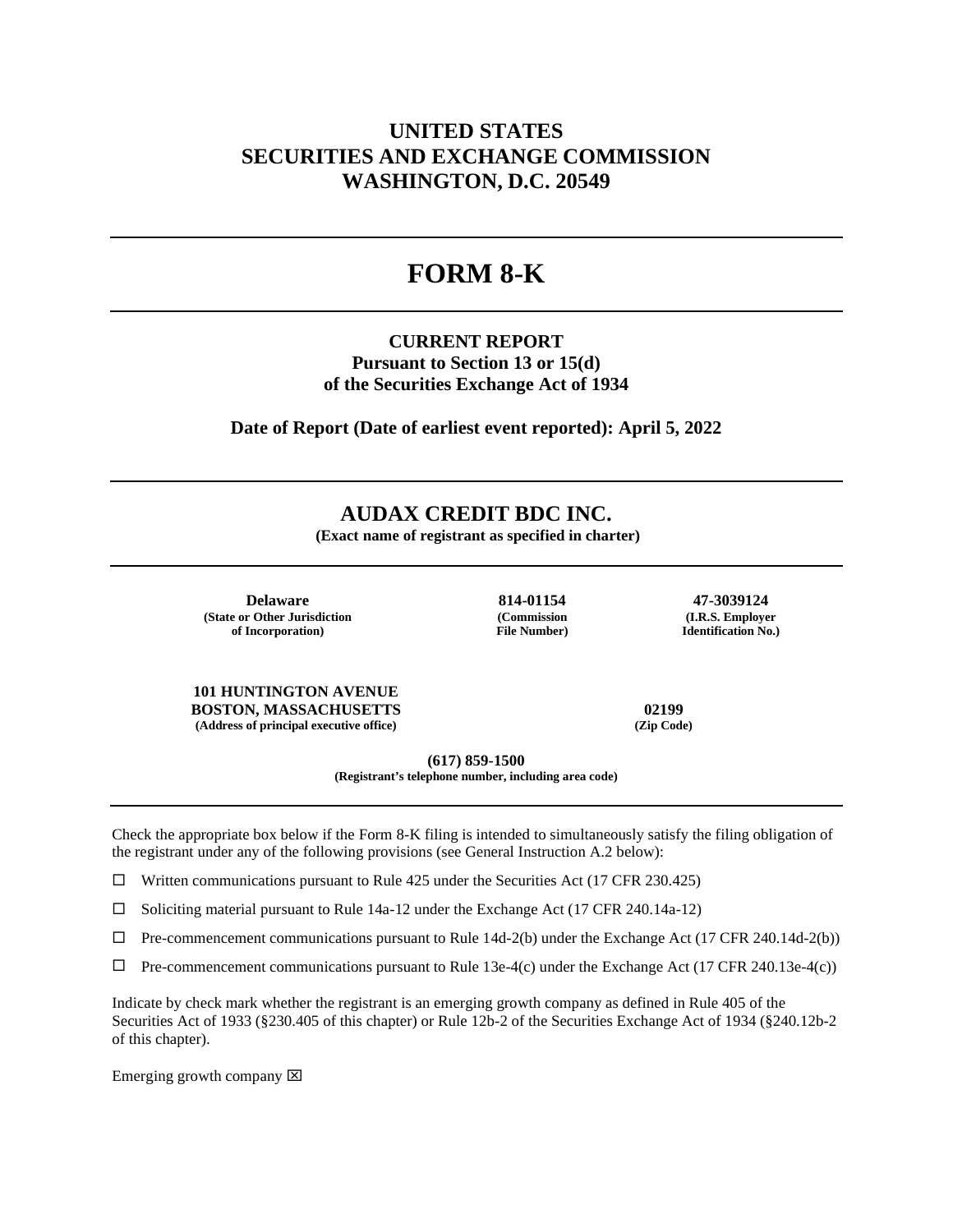# UNITED STATES
# SECURITIES AND EXCHANGE COMMISSION
# WASHINGTON, D.C. 20549

# FORM 8-K

**CURRENT REPORT**
**Pursuant to Section 13 or 15(d)**
**of the Securities Exchange Act of 1934**

**Date of Report (Date of earliest event reported): April 5, 2022**

# AUDAX CREDIT BDC INC.

**(Exact name of registrant as specified in charter)**

| Delaware | 814-01154 | 47-3039124 |
|---|---|---|
| (State or Other Jurisdiction of Incorporation) | (Commission File Number) | (I.R.S. Employer Identification No.) |

| 101 HUNTINGTON AVENUE BOSTON, MASSACHUSETTS | 02199 |
|---|---|
| (Address of principal executive office) | (Zip Code) |

**(617) 859-1500**
**(Registrant's telephone number, including area code)**

Check the appropriate box below if the Form 8-K filing is intended to simultaneously satisfy the filing obligation of the registrant under any of the following provisions (see General Instruction A.2 below):

☐ Written communications pursuant to Rule 425 under the Securities Act (17 CFR 230.425)

☐ Soliciting material pursuant to Rule 14a-12 under the Exchange Act (17 CFR 240.14a-12)

☐ Pre-commencement communications pursuant to Rule 14d-2(b) under the Exchange Act (17 CFR 240.14d-2(b))

☐ Pre-commencement communications pursuant to Rule 13e-4(c) under the Exchange Act (17 CFR 240.13e-4(c))

Indicate by check mark whether the registrant is an emerging growth company as defined in Rule 405 of the Securities Act of 1933 (§230.405 of this chapter) or Rule 12b-2 of the Securities Exchange Act of 1934 (§240.12b-2 of this chapter).

Emerging growth company ☒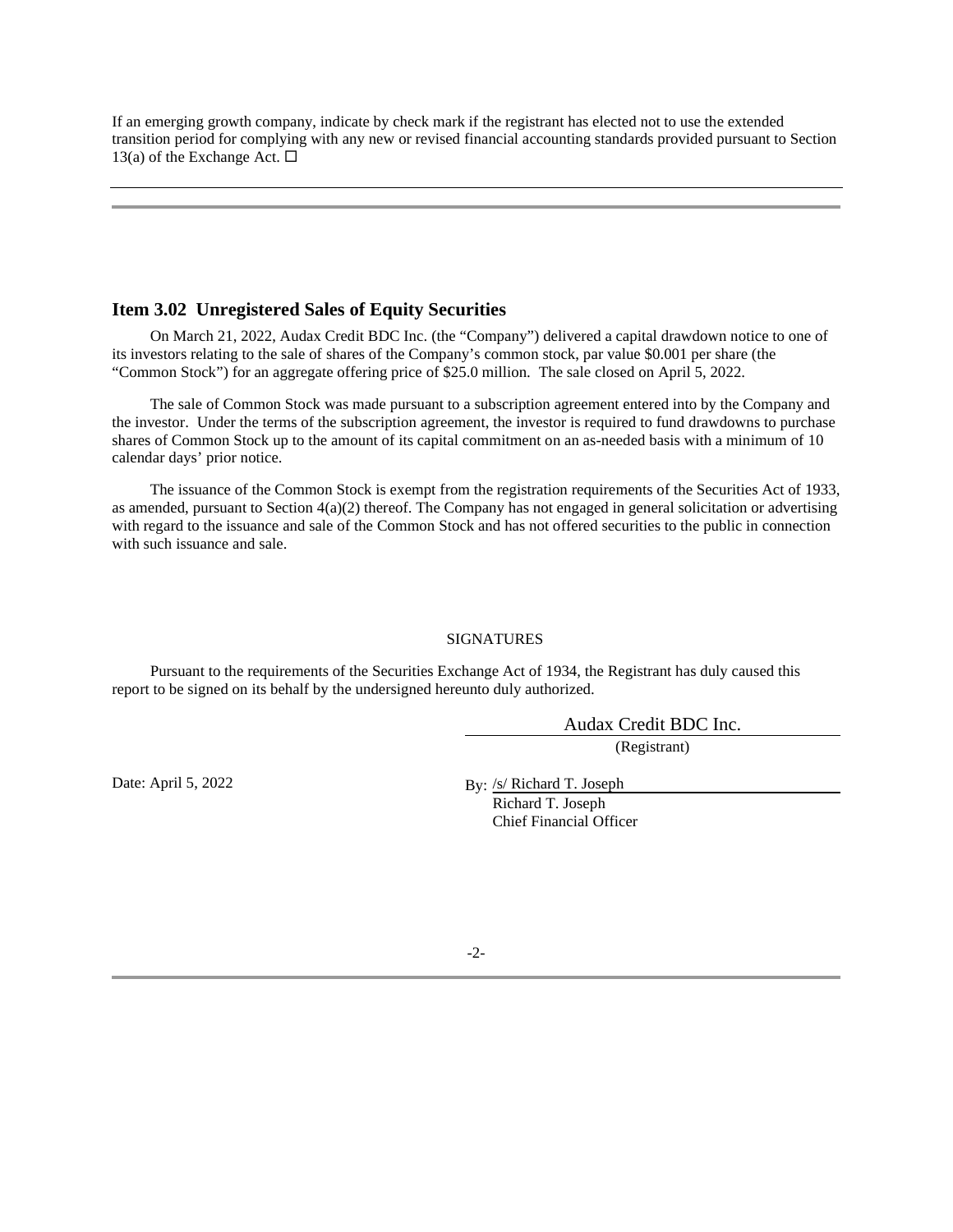If an emerging growth company, indicate by check mark if the registrant has elected not to use the extended transition period for complying with any new or revised financial accounting standards provided pursuant to Section 13(a) of the Exchange Act. ☐

## Item 3.02 Unregistered Sales of Equity Securities

On March 21, 2022, Audax Credit BDC Inc. (the "Company") delivered a capital drawdown notice to one of its investors relating to the sale of shares of the Company's common stock, par value $0.001 per share (the "Common Stock") for an aggregate offering price of $25.0 million. The sale closed on April 5, 2022.

The sale of Common Stock was made pursuant to a subscription agreement entered into by the Company and the investor. Under the terms of the subscription agreement, the investor is required to fund drawdowns to purchase shares of Common Stock up to the amount of its capital commitment on an as-needed basis with a minimum of 10 calendar days' prior notice.

The issuance of the Common Stock is exempt from the registration requirements of the Securities Act of 1933, as amended, pursuant to Section 4(a)(2) thereof. The Company has not engaged in general solicitation or advertising with regard to the issuance and sale of the Common Stock and has not offered securities to the public in connection with such issuance and sale.

SIGNATURES

Pursuant to the requirements of the Securities Exchange Act of 1934, the Registrant has duly caused this report to be signed on its behalf by the undersigned hereunto duly authorized.

Audax Credit BDC Inc.
(Registrant)

Date: April 5, 2022

By: /s/ Richard T. Joseph
Richard T. Joseph
Chief Financial Officer